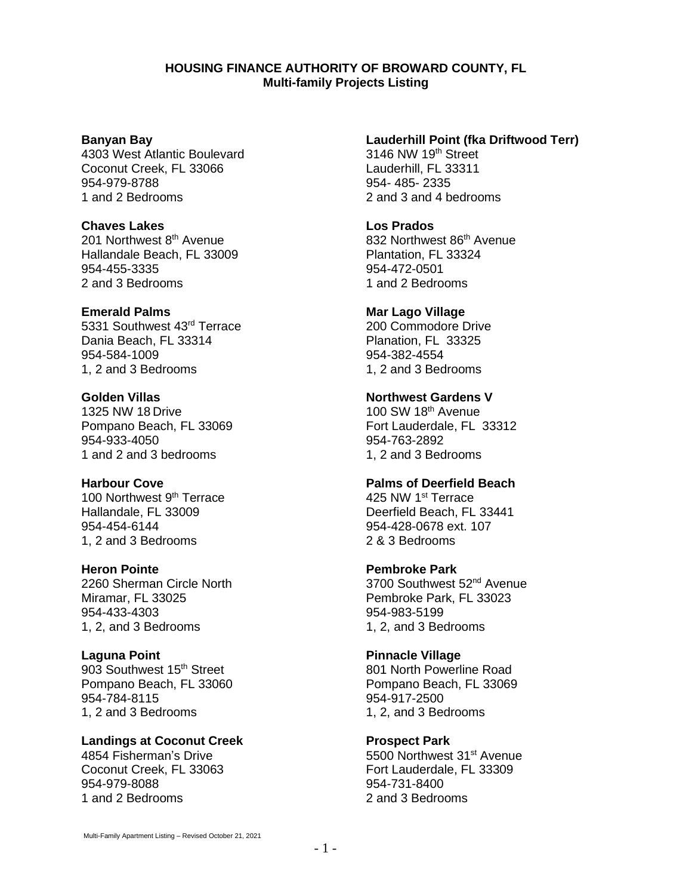# HOUSING FINANCE AUTHORITY OF BROWARD COUNTY, FL
## Multi-family Projects Listing

**Banyan Bay**
4303 West Atlantic Boulevard
Coconut Creek, FL 33066
954-979-8788
1 and 2 Bedrooms

**Chaves Lakes**
201 Northwest 8th Avenue
Hallandale Beach, FL 33009
954-455-3335
2 and 3 Bedrooms

**Emerald Palms**
5331 Southwest 43rd Terrace
Dania Beach, FL 33314
954-584-1009
1, 2 and 3 Bedrooms

**Golden Villas**
1325 NW 18 Drive
Pompano Beach, FL 33069
954-933-4050
1 and 2 and 3 bedrooms

**Harbour Cove**
100 Northwest 9th Terrace
Hallandale, FL 33009
954-454-6144
1, 2 and 3 Bedrooms

**Heron Pointe**
2260 Sherman Circle North
Miramar, FL 33025
954-433-4303
1, 2, and 3 Bedrooms

**Laguna Point**
903 Southwest 15th Street
Pompano Beach, FL 33060
954-784-8115
1, 2 and 3 Bedrooms

**Landings at Coconut Creek**
4854 Fisherman's Drive
Coconut Creek, FL 33063
954-979-8088
1 and 2 Bedrooms

**Lauderhill Point (fka Driftwood Terr)**
3146 NW 19th Street
Lauderhill, FL 33311
954- 485- 2335
2 and 3 and 4 bedrooms

**Los Prados**
832 Northwest 86th Avenue
Plantation, FL 33324
954-472-0501
1 and 2 Bedrooms

**Mar Lago Village**
200 Commodore Drive
Planation, FL 33325
954-382-4554
1, 2 and 3 Bedrooms

**Northwest Gardens V**
100 SW 18th Avenue
Fort Lauderdale, FL 33312
954-763-2892
1, 2 and 3 Bedrooms

**Palms of Deerfield Beach**
425 NW 1st Terrace
Deerfield Beach, FL 33441
954-428-0678 ext. 107
2 & 3 Bedrooms

**Pembroke Park**
3700 Southwest 52nd Avenue
Pembroke Park, FL 33023
954-983-5199
1, 2, and 3 Bedrooms

**Pinnacle Village**
801 North Powerline Road
Pompano Beach, FL 33069
954-917-2500
1, 2, and 3 Bedrooms

**Prospect Park**
5500 Northwest 31st Avenue
Fort Lauderdale, FL 33309
954-731-8400
2 and 3 Bedrooms

Multi-Family Apartment Listing – Revised October 21, 2021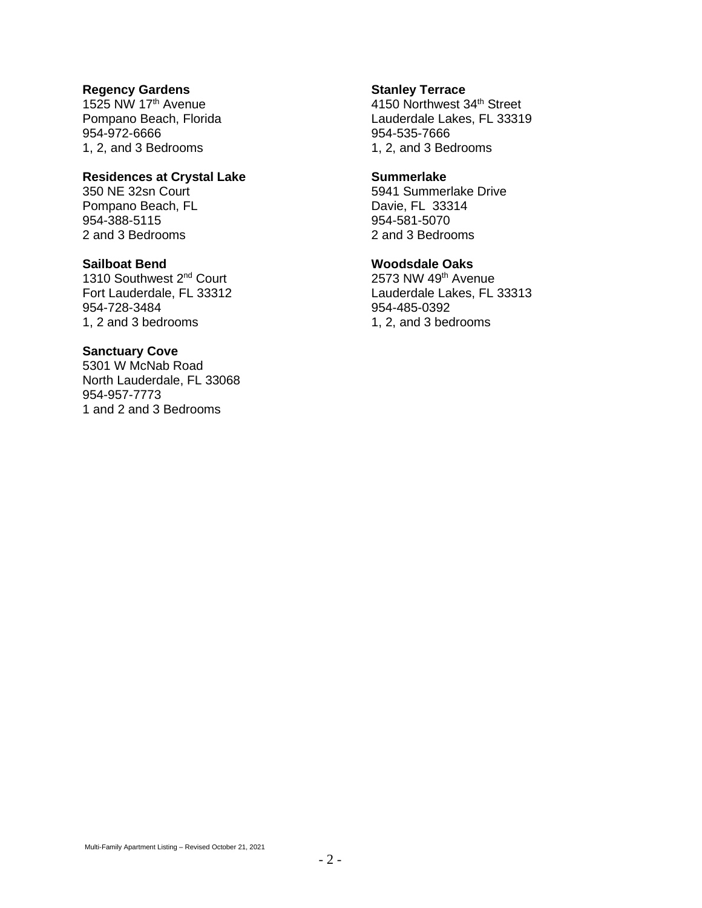**Regency Gardens**
1525 NW 17th Avenue
Pompano Beach, Florida
954-972-6666
1, 2, and 3 Bedrooms

**Residences at Crystal Lake**
350 NE 32sn Court
Pompano Beach, FL
954-388-5115
2 and 3 Bedrooms

**Sailboat Bend**
1310 Southwest 2nd Court
Fort Lauderdale, FL 33312
954-728-3484
1, 2 and 3 bedrooms

**Sanctuary Cove**
5301 W McNab Road
North Lauderdale, FL 33068
954-957-7773
1 and 2 and 3 Bedrooms

**Stanley Terrace**
4150 Northwest 34th Street
Lauderdale Lakes, FL 33319
954-535-7666
1, 2, and 3 Bedrooms

**Summerlake**
5941 Summerlake Drive
Davie, FL 33314
954-581-5070
2 and 3 Bedrooms

**Woodsdale Oaks**
2573 NW 49th Avenue
Lauderdale Lakes, FL 33313
954-485-0392
1, 2, and 3 bedrooms